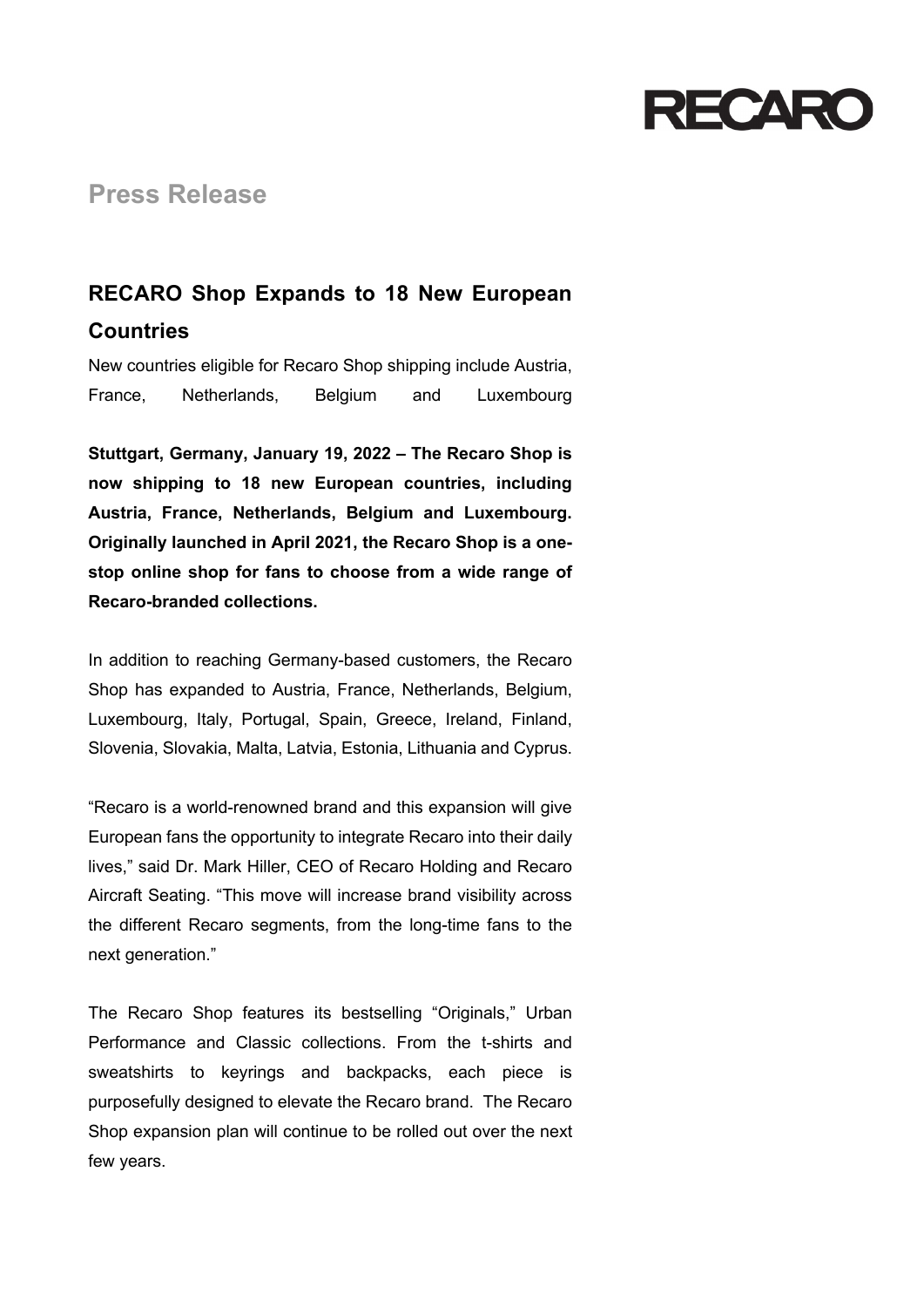RECARO

**Press Release**

## RECARO Shop Expands to 18 New European Countries

New countries eligible for Recaro Shop shipping include Austria, France, Netherlands, Belgium and Luxembourg

**Stuttgart, Germany, January 19, 2022 – The Recaro Shop is now shipping to 18 new European countries, including Austria, France, Netherlands, Belgium and Luxembourg. Originally launched in April 2021, the Recaro Shop is a one-stop online shop for fans to choose from a wide range of Recaro-branded collections.**

In addition to reaching Germany-based customers, the Recaro Shop has expanded to Austria, France, Netherlands, Belgium, Luxembourg, Italy, Portugal, Spain, Greece, Ireland, Finland, Slovenia, Slovakia, Malta, Latvia, Estonia, Lithuania and Cyprus.

"Recaro is a world-renowned brand and this expansion will give European fans the opportunity to integrate Recaro into their daily lives," said Dr. Mark Hiller, CEO of Recaro Holding and Recaro Aircraft Seating. "This move will increase brand visibility across the different Recaro segments, from the long-time fans to the next generation."

The Recaro Shop features its bestselling "Originals," Urban Performance and Classic collections. From the t-shirts and sweatshirts to keyrings and backpacks, each piece is purposefully designed to elevate the Recaro brand. The Recaro Shop expansion plan will continue to be rolled out over the next few years.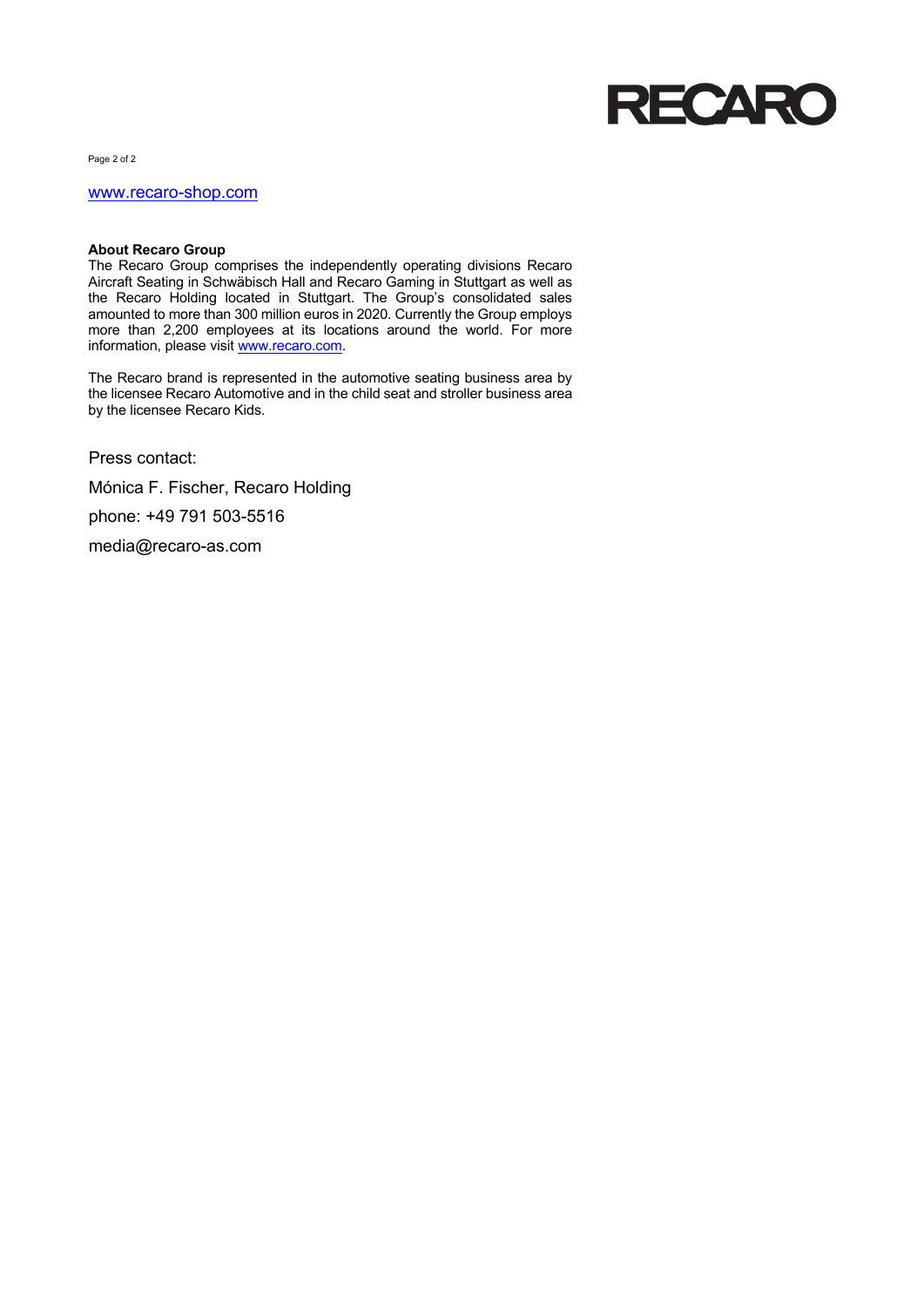www.recaro-shop.com

**About Recaro Group**
The Recaro Group comprises the independently operating divisions Recaro Aircraft Seating in Schwäbisch Hall and Recaro Gaming in Stuttgart as well as the Recaro Holding located in Stuttgart. The Group's consolidated sales amounted to more than 300 million euros in 2020. Currently the Group employs more than 2,200 employees at its locations around the world. For more information, please visit www.recaro.com.

The Recaro brand is represented in the automotive seating business area by the licensee Recaro Automotive and in the child seat and stroller business area by the licensee Recaro Kids.

Press contact:

Mónica F. Fischer, Recaro Holding

phone: +49 791 503-5516

media@recaro-as.com